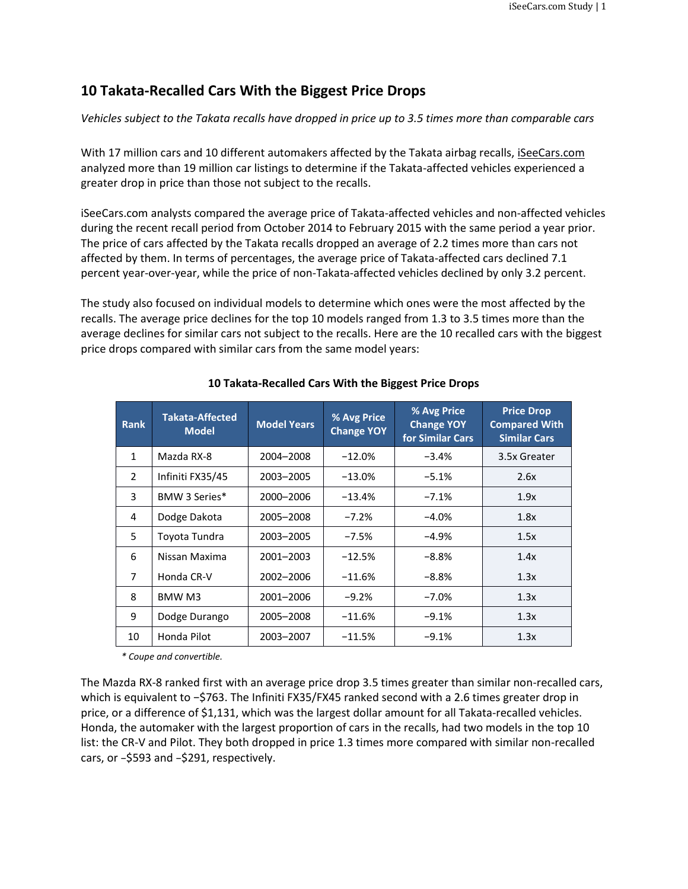## 10 Takata-Recalled Cars With the Biggest Price Drops

*Vehicles subject to the Takata recalls have dropped in price up to 3.5 times more than comparable cars*

With 17 million cars and 10 different automakers affected by the Takata airbag recalls, iSeeCars.com analyzed more than 19 million car listings to determine if the Takata-affected vehicles experienced a greater drop in price than those not subject to the recalls.

iSeeCars.com analysts compared the average price of Takata-affected vehicles and non-affected vehicles during the recent recall period from October 2014 to February 2015 with the same period a year prior. The price of cars affected by the Takata recalls dropped an average of 2.2 times more than cars not affected by them. In terms of percentages, the average price of Takata-affected cars declined 7.1 percent year-over-year, while the price of non-Takata-affected vehicles declined by only 3.2 percent.

The study also focused on individual models to determine which ones were the most affected by the recalls. The average price declines for the top 10 models ranged from 1.3 to 3.5 times more than the average declines for similar cars not subject to the recalls. Here are the 10 recalled cars with the biggest price drops compared with similar cars from the same model years:

**10 Takata-Recalled Cars With the Biggest Price Drops**

| Rank | Takata-Affected Model | Model Years | % Avg Price Change YOY | % Avg Price Change YOY for Similar Cars | Price Drop Compared With Similar Cars |
|---|---|---|---|---|---|
| 1 | Mazda RX-8 | 2004–2008 | −12.0% | −3.4% | 3.5x Greater |
| 2 | Infiniti FX35/45 | 2003–2005 | −13.0% | −5.1% | 2.6x |
| 3 | BMW 3 Series* | 2000–2006 | −13.4% | −7.1% | 1.9x |
| 4 | Dodge Dakota | 2005–2008 | −7.2% | −4.0% | 1.8x |
| 5 | Toyota Tundra | 2003–2005 | −7.5% | −4.9% | 1.5x |
| 6 | Nissan Maxima | 2001–2003 | −12.5% | −8.8% | 1.4x |
| 7 | Honda CR-V | 2002–2006 | −11.6% | −8.8% | 1.3x |
| 8 | BMW M3 | 2001–2006 | −9.2% | −7.0% | 1.3x |
| 9 | Dodge Durango | 2005–2008 | −11.6% | −9.1% | 1.3x |
| 10 | Honda Pilot | 2003–2007 | −11.5% | −9.1% | 1.3x |

*\* Coupe and convertible.*

The Mazda RX-8 ranked first with an average price drop 3.5 times greater than similar non-recalled cars, which is equivalent to −$763. The Infiniti FX35/FX45 ranked second with a 2.6 times greater drop in price, or a difference of $1,131, which was the largest dollar amount for all Takata-recalled vehicles. Honda, the automaker with the largest proportion of cars in the recalls, had two models in the top 10 list: the CR-V and Pilot. They both dropped in price 1.3 times more compared with similar non-recalled cars, or −$593 and −$291, respectively.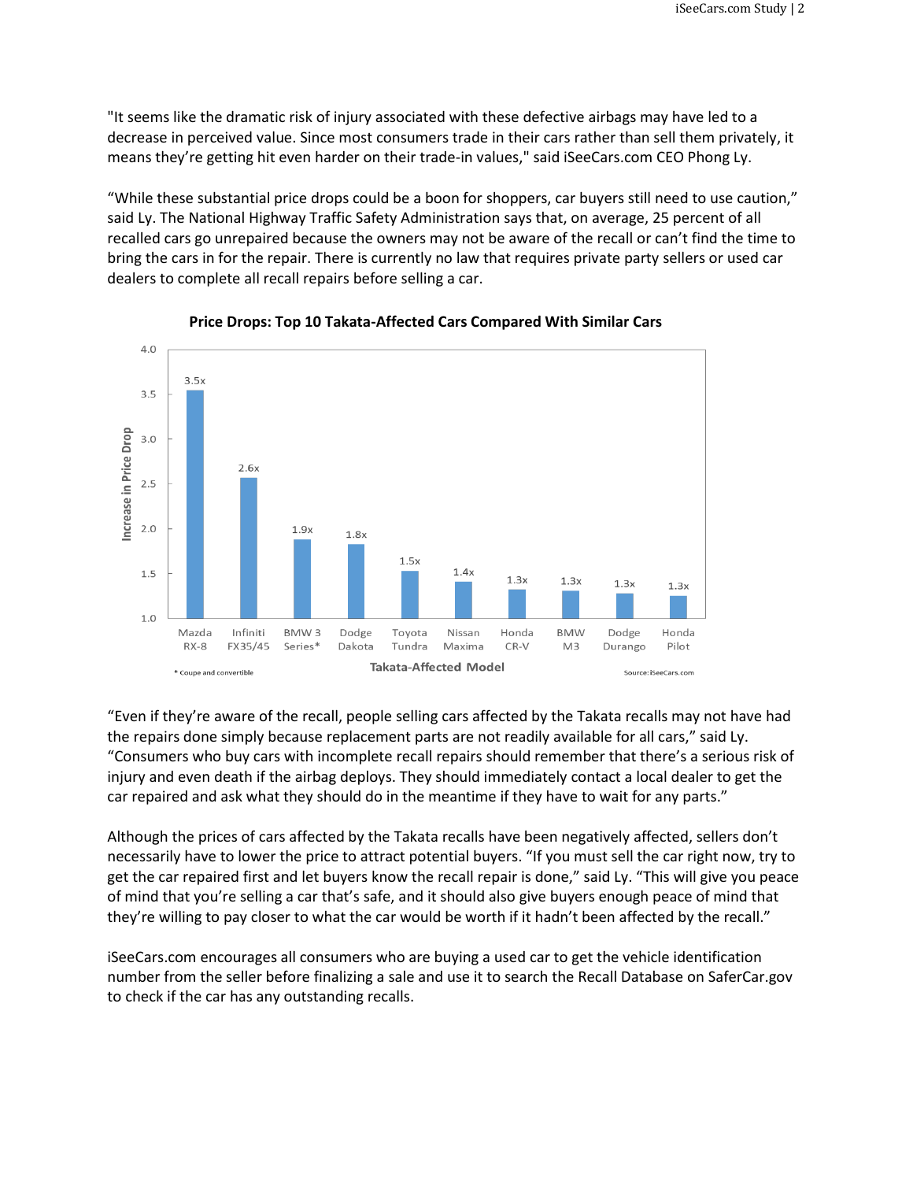"It seems like the dramatic risk of injury associated with these defective airbags may have led to a decrease in perceived value. Since most consumers trade in their cars rather than sell them privately, it means they're getting hit even harder on their trade-in values," said iSeeCars.com CEO Phong Ly.

"While these substantial price drops could be a boon for shoppers, car buyers still need to use caution," said Ly. The National Highway Traffic Safety Administration says that, on average, 25 percent of all recalled cars go unrepaired because the owners may not be aware of the recall or can't find the time to bring the cars in for the repair. There is currently no law that requires private party sellers or used car dealers to complete all recall repairs before selling a car.

**Price Drops: Top 10 Takata-Affected Cars Compared With Similar Cars**

| Takata-Affected Model | Increase in Price Drop |
| --- | --- |
| Mazda RX-8 | 3.5x |
| Infiniti FX35/45 | 2.6x |
| BMW 3 Series* | 1.9x |
| Dodge Dakota | 1.8x |
| Toyota Tundra | 1.5x |
| Nissan Maxima | 1.4x |
| Honda CR-V | 1.3x |
| BMW M3 | 1.3x |
| Dodge Durango | 1.3x |
| Honda Pilot | 1.3x |

\* Coupe and convertible

Source: iSeeCars.com

"Even if they're aware of the recall, people selling cars affected by the Takata recalls may not have had the repairs done simply because replacement parts are not readily available for all cars," said Ly. "Consumers who buy cars with incomplete recall repairs should remember that there's a serious risk of injury and even death if the airbag deploys. They should immediately contact a local dealer to get the car repaired and ask what they should do in the meantime if they have to wait for any parts."

Although the prices of cars affected by the Takata recalls have been negatively affected, sellers don't necessarily have to lower the price to attract potential buyers. "If you must sell the car right now, try to get the car repaired first and let buyers know the recall repair is done," said Ly. "This will give you peace of mind that you're selling a car that's safe, and it should also give buyers enough peace of mind that they're willing to pay closer to what the car would be worth if it hadn't been affected by the recall."

iSeeCars.com encourages all consumers who are buying a used car to get the vehicle identification number from the seller before finalizing a sale and use it to search the Recall Database on SaferCar.gov to check if the car has any outstanding recalls.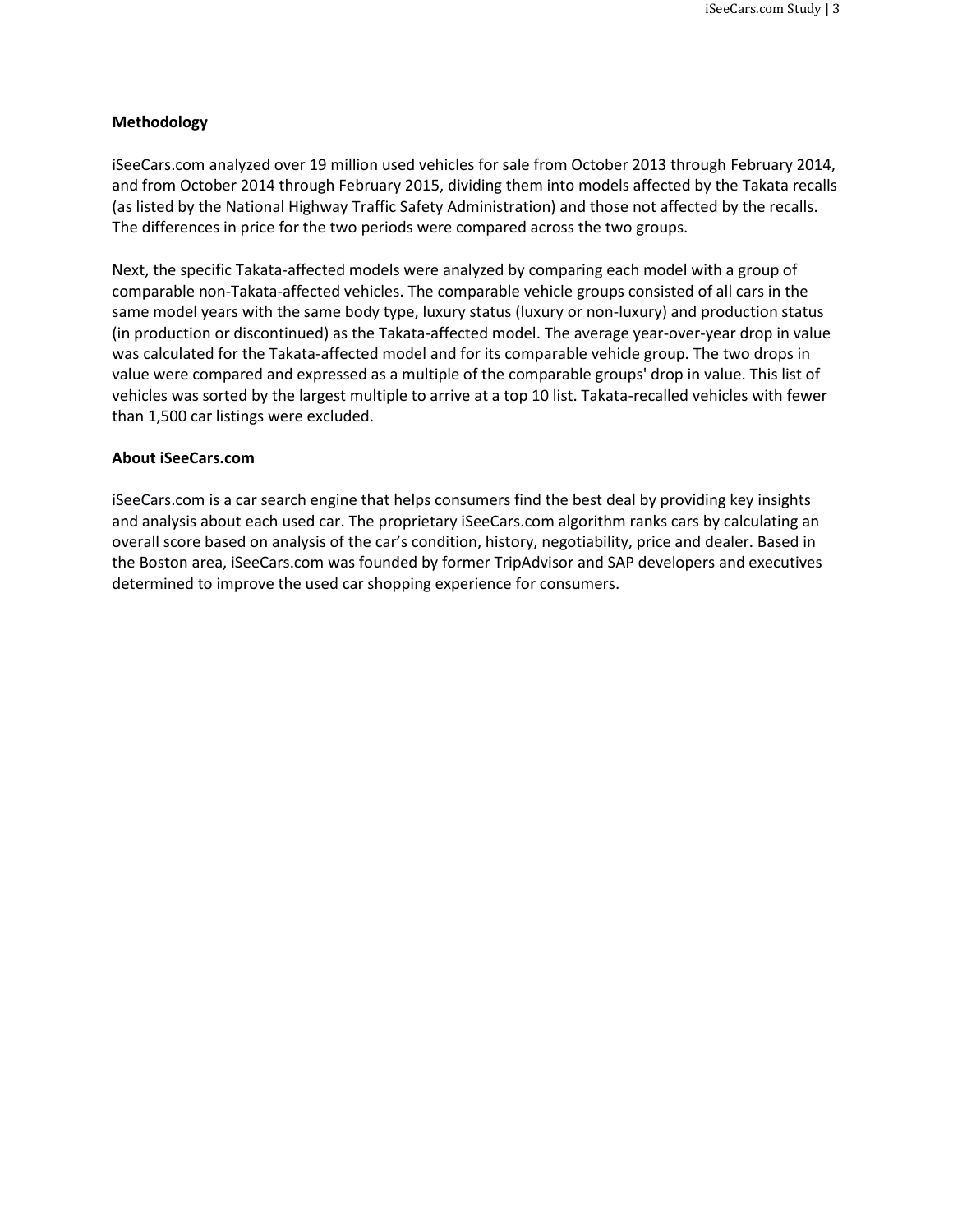**Methodology**

iSeeCars.com analyzed over 19 million used vehicles for sale from October 2013 through February 2014, and from October 2014 through February 2015, dividing them into models affected by the Takata recalls (as listed by the National Highway Traffic Safety Administration) and those not affected by the recalls. The differences in price for the two periods were compared across the two groups.

Next, the specific Takata-affected models were analyzed by comparing each model with a group of comparable non-Takata-affected vehicles. The comparable vehicle groups consisted of all cars in the same model years with the same body type, luxury status (luxury or non-luxury) and production status (in production or discontinued) as the Takata-affected model. The average year-over-year drop in value was calculated for the Takata-affected model and for its comparable vehicle group. The two drops in value were compared and expressed as a multiple of the comparable groups' drop in value. This list of vehicles was sorted by the largest multiple to arrive at a top 10 list. Takata-recalled vehicles with fewer than 1,500 car listings were excluded.

**About iSeeCars.com**

iSeeCars.com is a car search engine that helps consumers find the best deal by providing key insights and analysis about each used car. The proprietary iSeeCars.com algorithm ranks cars by calculating an overall score based on analysis of the car's condition, history, negotiability, price and dealer. Based in the Boston area, iSeeCars.com was founded by former TripAdvisor and SAP developers and executives determined to improve the used car shopping experience for consumers.